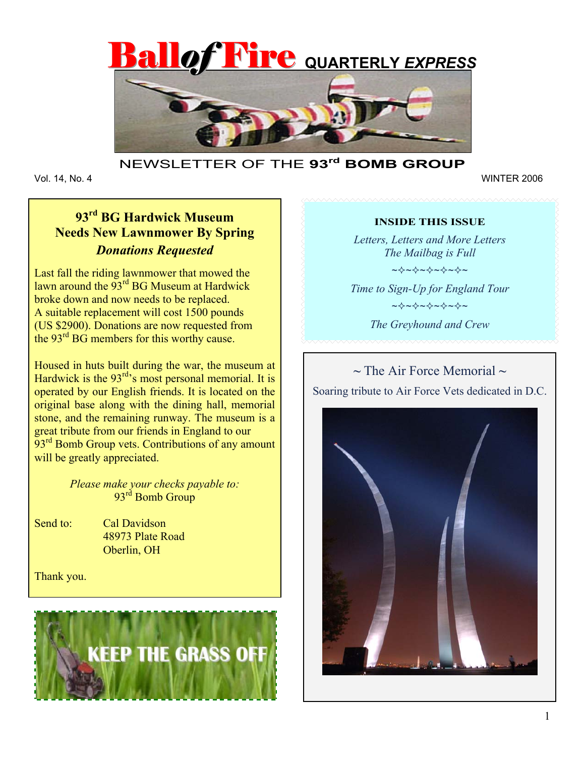# Ball *of* Fire QUARTERLY *EXPRESS*

NEWSLETTER OF THE **93rd BOMB GROUP**

Vol. 14, No. 4 WINTER 2006

## 93rd BG Hardwick Museum Needs New Lawnmower By Spring
### *Donations Requested*

Last fall the riding lawnmower that mowed the lawn around the 93rd BG Museum at Hardwick broke down and now needs to be replaced. A suitable replacement will cost 1500 pounds (US $2900). Donations are now requested from the 93rd BG members for this worthy cause.

Housed in huts built during the war, the museum at Hardwick is the 93rd's most personal memorial. It is operated by our English friends. It is located on the original base along with the dining hall, memorial stone, and the remaining runway. The museum is a great tribute from our friends in England to our 93rd Bomb Group vets. Contributions of any amount will be greatly appreciated.

*Please make your checks payable to:*
93rd Bomb Group

Send to:
Cal Davidson
48973 Plate Road
Oberlin, OH

Thank you.

KEEP THE GRASS OFF

**INSIDE THIS ISSUE**

*Letters, Letters and More Letters*
*The Mailbag is Full*

~✧~✧~✧~✧~✧~

*Time to Sign-Up for England Tour*

~✧~✧~✧~✧~✧~

*The Greyhound and Crew*

## ~ The Air Force Memorial ~

Soaring tribute to Air Force Vets dedicated in D.C.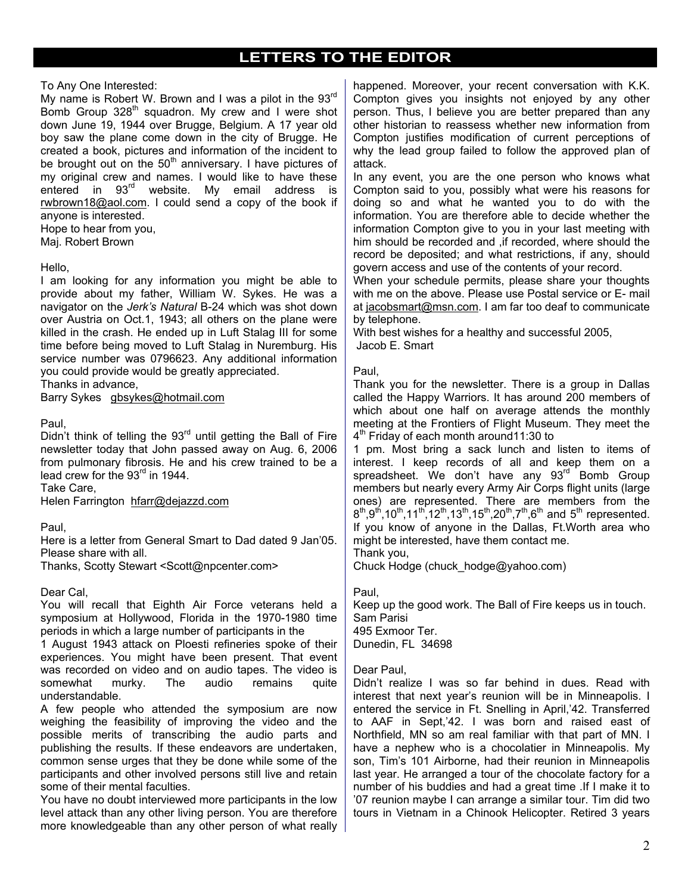# LETTERS TO THE EDITOR

To Any One Interested:
My name is Robert W. Brown and I was a pilot in the 93rd Bomb Group 328th squadron. My crew and I were shot down June 19, 1944 over Brugge, Belgium. A 17 year old boy saw the plane come down in the city of Brugge. He created a book, pictures and information of the incident to be brought out on the 50th anniversary. I have pictures of my original crew and names. I would like to have these entered in 93rd website. My email address is rwbrown18@aol.com. I could send a copy of the book if anyone is interested.
Hope to hear from you,
Maj. Robert Brown

Hello,
I am looking for any information you might be able to provide about my father, William W. Sykes. He was a navigator on the *Jerk's Natural* B-24 which was shot down over Austria on Oct.1, 1943; all others on the plane were killed in the crash. He ended up in Luft Stalag III for some time before being moved to Luft Stalag in Nuremburg. His service number was 0796623. Any additional information you could provide would be greatly appreciated.
Thanks in advance,
Barry Sykes gbsykes@hotmail.com

Paul,
Didn't think of telling the 93rd until getting the Ball of Fire newsletter today that John passed away on Aug. 6, 2006 from pulmonary fibrosis. He and his crew trained to be a lead crew for the 93rd in 1944.
Take Care,
Helen Farrington hfarr@dejazzd.com

Paul,
Here is a letter from General Smart to Dad dated 9 Jan'05. Please share with all.
Thanks, Scotty Stewart <Scott@npcenter.com>

Dear Cal,
You will recall that Eighth Air Force veterans held a symposium at Hollywood, Florida in the 1970-1980 time periods in which a large number of participants in the 1 August 1943 attack on Ploesti refineries spoke of their experiences. You might have been present. That event was recorded on video and on audio tapes. The video is somewhat murky. The audio remains quite understandable.
A few people who attended the symposium are now weighing the feasibility of improving the video and the possible merits of transcribing the audio parts and publishing the results. If these endeavors are undertaken, common sense urges that they be done while some of the participants and other involved persons still live and retain some of their mental faculties.
You have no doubt interviewed more participants in the low level attack than any other living person. You are therefore more knowledgeable than any other person of what really happened. Moreover, your recent conversation with K.K. Compton gives you insights not enjoyed by any other person. Thus, I believe you are better prepared than any other historian to reassess whether new information from Compton justifies modification of current perceptions of why the lead group failed to follow the approved plan of attack.
In any event, you are the one person who knows what Compton said to you, possibly what were his reasons for doing so and what he wanted you to do with the information. You are therefore able to decide whether the information Compton give to you in your last meeting with him should be recorded and ,if recorded, where should the record be deposited; and what restrictions, if any, should govern access and use of the contents of your record.
When your schedule permits, please share your thoughts with me on the above. Please use Postal service or E- mail at jacobsmart@msn.com. I am far too deaf to communicate by telephone.
With best wishes for a healthy and successful 2005,
Jacob E. Smart

Paul,
Thank you for the newsletter. There is a group in Dallas called the Happy Warriors. It has around 200 members of which about one half on average attends the monthly meeting at the Frontiers of Flight Museum. They meet the 4th Friday of each month around11:30 to 1 pm. Most bring a sack lunch and listen to items of interest. I keep records of all and keep them on a spreadsheet. We don't have any 93rd Bomb Group members but nearly every Army Air Corps flight units (large ones) are represented. There are members from the 8th,9th,10th,11th,12th,13th,15th,20th,7th,6th and 5th represented. If you know of anyone in the Dallas, Ft.Worth area who might be interested, have them contact me.
Thank you,
Chuck Hodge (chuck_hodge@yahoo.com)

Paul,
Keep up the good work. The Ball of Fire keeps us in touch.
Sam Parisi
495 Exmoor Ter.
Dunedin, FL 34698

Dear Paul,
Didn't realize I was so far behind in dues. Read with interest that next year's reunion will be in Minneapolis. I entered the service in Ft. Snelling in April,'42. Transferred to AAF in Sept,'42. I was born and raised east of Northfield, MN so am real familiar with that part of MN. I have a nephew who is a chocolatier in Minneapolis. My son, Tim's 101 Airborne, had their reunion in Minneapolis last year. He arranged a tour of the chocolate factory for a number of his buddies and had a great time .If I make it to '07 reunion maybe I can arrange a similar tour. Tim did two tours in Vietnam in a Chinook Helicopter. Retired 3 years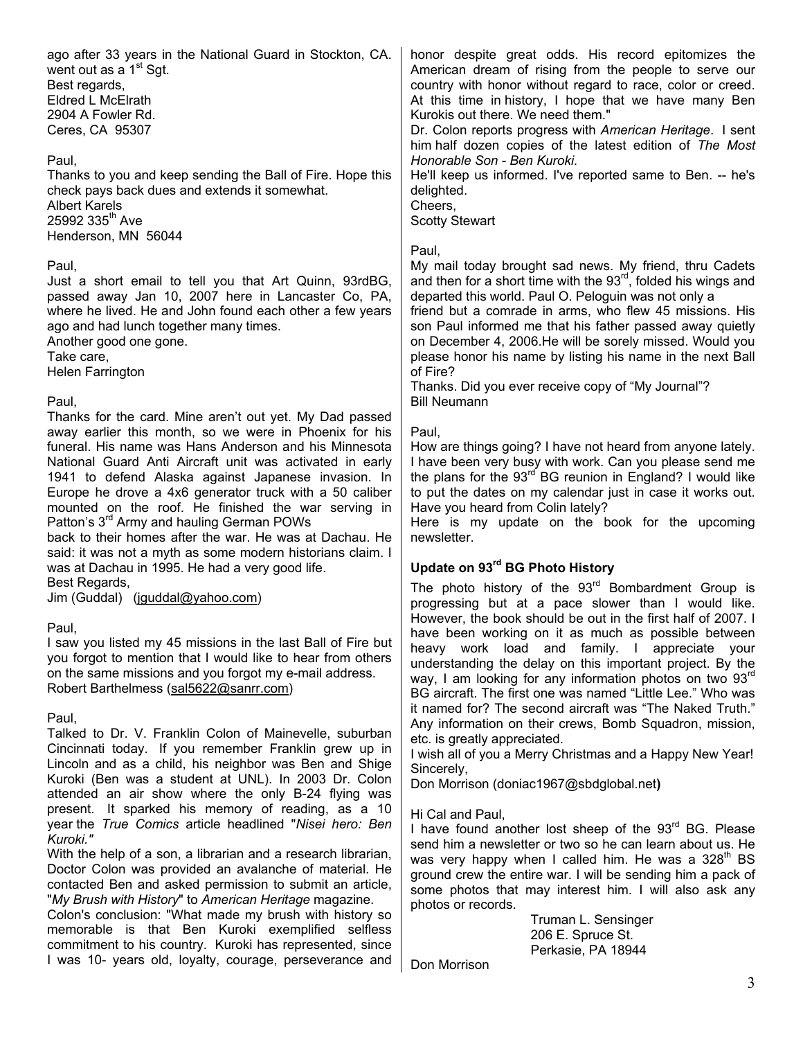ago after 33 years in the National Guard in Stockton, CA. went out as a 1st Sgt.
Best regards,
Eldred L McElrath
2904 A Fowler Rd.
Ceres, CA 95307

Paul,
Thanks to you and keep sending the Ball of Fire. Hope this check pays back dues and extends it somewhat.
Albert Karels
25992 335th Ave
Henderson, MN 56044

Paul,
Just a short email to tell you that Art Quinn, 93rdBG, passed away Jan 10, 2007 here in Lancaster Co, PA, where he lived. He and John found each other a few years ago and had lunch together many times.
Another good one gone.
Take care,
Helen Farrington

Paul,
Thanks for the card. Mine aren't out yet. My Dad passed away earlier this month, so we were in Phoenix for his funeral. His name was Hans Anderson and his Minnesota National Guard Anti Aircraft unit was activated in early 1941 to defend Alaska against Japanese invasion. In Europe he drove a 4x6 generator truck with a 50 caliber mounted on the roof. He finished the war serving in Patton's 3rd Army and hauling German POWs back to their homes after the war. He was at Dachau. He said: it was not a myth as some modern historians claim. I was at Dachau in 1995. He had a very good life.
Best Regards,
Jim (Guddal) (jguddal@yahoo.com)

Paul,
I saw you listed my 45 missions in the last Ball of Fire but you forgot to mention that I would like to hear from others on the same missions and you forgot my e-mail address.
Robert Barthelmess (sal5622@sanrr.com)

Paul,
Talked to Dr. V. Franklin Colon of Mainevelle, suburban Cincinnati today. If you remember Franklin grew up in Lincoln and as a child, his neighbor was Ben and Shige Kuroki (Ben was a student at UNL). In 2003 Dr. Colon attended an air show where the only B-24 flying was present. It sparked his memory of reading, as a 10 year the *True Comics* article headlined "*Nisei hero: Ben Kuroki."*
With the help of a son, a librarian and a research librarian, Doctor Colon was provided an avalanche of material. He contacted Ben and asked permission to submit an article, "*My Brush with History*" to *American Heritage* magazine.
Colon's conclusion: "What made my brush with history so memorable is that Ben Kuroki exemplified selfless commitment to his country. Kuroki has represented, since I was 10- years old, loyalty, courage, perseverance and honor despite great odds. His record epitomizes the American dream of rising from the people to serve our country with honor without regard to race, color or creed. At this time in history, I hope that we have many Ben Kurokis out there. We need them."
Dr. Colon reports progress with *American Heritage*. I sent him half dozen copies of the latest edition of *The Most Honorable Son - Ben Kuroki.*
He'll keep us informed. I've reported same to Ben. -- he's delighted.
Cheers,
Scotty Stewart

Paul,
My mail today brought sad news. My friend, thru Cadets and then for a short time with the 93rd, folded his wings and departed this world. Paul O. Peloguin was not only a friend but a comrade in arms, who flew 45 missions. His son Paul informed me that his father passed away quietly on December 4, 2006.He will be sorely missed. Would you please honor his name by listing his name in the next Ball of Fire?
Thanks. Did you ever receive copy of "My Journal"?
Bill Neumann

Paul,
How are things going? I have not heard from anyone lately. I have been very busy with work. Can you please send me the plans for the 93rd BG reunion in England? I would like to put the dates on my calendar just in case it works out. Have you heard from Colin lately?
Here is my update on the book for the upcoming newsletter.

**Update on 93rd BG Photo History**

The photo history of the 93rd Bombardment Group is progressing but at a pace slower than I would like. However, the book should be out in the first half of 2007. I have been working on it as much as possible between heavy work load and family. I appreciate your understanding the delay on this important project. By the way, I am looking for any information photos on two 93rd BG aircraft. The first one was named "Little Lee." Who was it named for? The second aircraft was "The Naked Truth." Any information on their crews, Bomb Squadron, mission, etc. is greatly appreciated.
I wish all of you a Merry Christmas and a Happy New Year!
Sincerely,
Don Morrison (doniac1967@sbdglobal.net**)**

Hi Cal and Paul,
I have found another lost sheep of the 93rd BG. Please send him a newsletter or two so he can learn about us. He was very happy when I called him. He was a 328th BS ground crew the entire war. I will be sending him a pack of some photos that may interest him. I will also ask any photos or records.

Truman L. Sensinger
206 E. Spruce St.
Perkasie, PA 18944

Don Morrison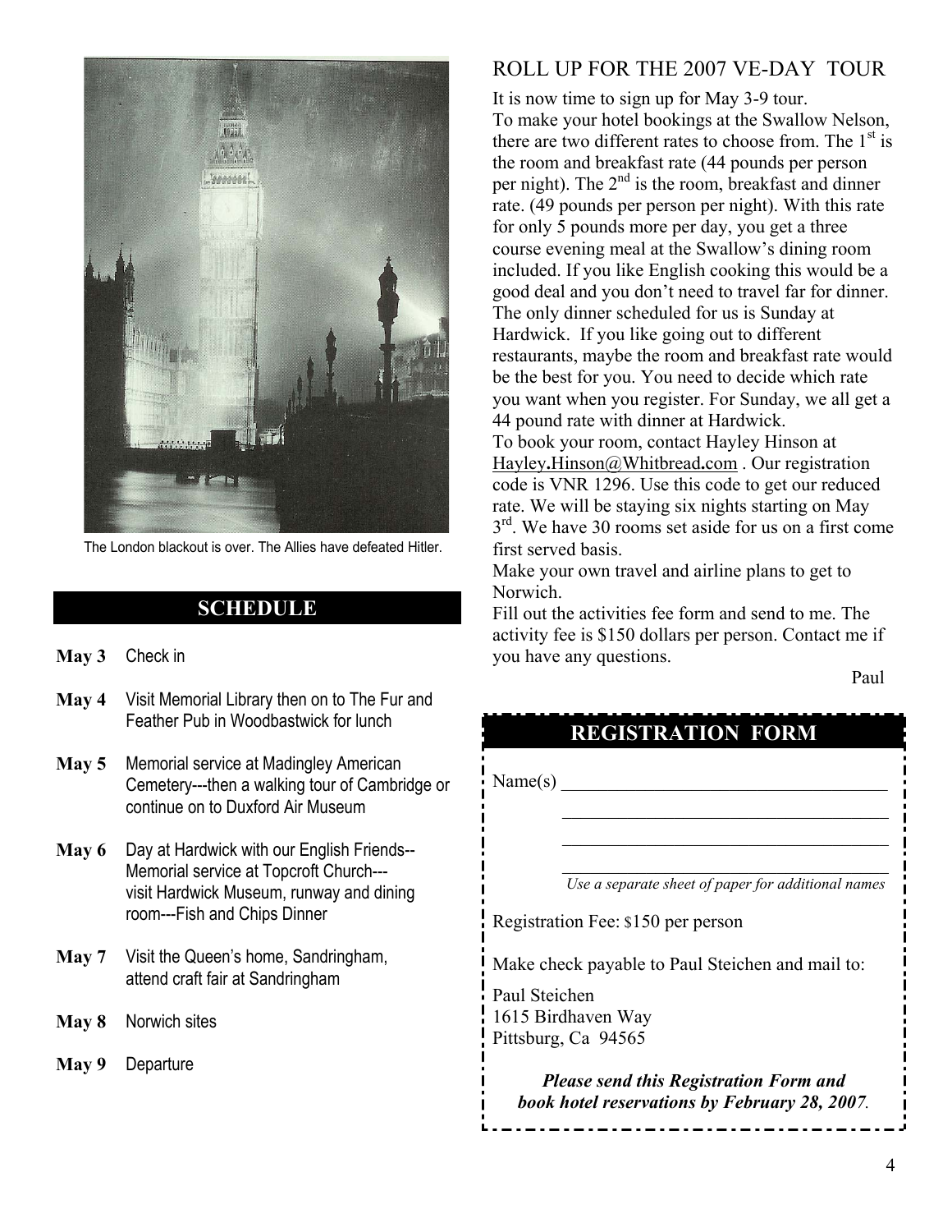The London blackout is over. The Allies have defeated Hitler.

## SCHEDULE

**May 3** Check in

**May 4** Visit Memorial Library then on to The Fur and Feather Pub in Woodbastwick for lunch

**May 5** Memorial service at Madingley American Cemetery---then a walking tour of Cambridge or continue on to Duxford Air Museum

**May 6** Day at Hardwick with our English Friends--Memorial service at Topcroft Church---visit Hardwick Museum, runway and dining room---Fish and Chips Dinner

**May 7** Visit the Queen's home, Sandringham, attend craft fair at Sandringham

**May 8** Norwich sites

**May 9** Departure

## ROLL UP FOR THE 2007 VE-DAY TOUR

It is now time to sign up for May 3-9 tour.

To make your hotel bookings at the Swallow Nelson, there are two different rates to choose from. The 1st is the room and breakfast rate (44 pounds per person per night). The 2nd is the room, breakfast and dinner rate. (49 pounds per person per night). With this rate for only 5 pounds more per day, you get a three course evening meal at the Swallow's dining room included. If you like English cooking this would be a good deal and you don't need to travel far for dinner. The only dinner scheduled for us is Sunday at Hardwick. If you like going out to different restaurants, maybe the room and breakfast rate would be the best for you. You need to decide which rate you want when you register. For Sunday, we all get a 44 pound rate with dinner at Hardwick.

To book your room, contact Hayley Hinson at Hayley.Hinson@Whitbread.com . Our registration code is VNR 1296. Use this code to get our reduced rate. We will be staying six nights starting on May 3rd. We have 30 rooms set aside for us on a first come first served basis.

Make your own travel and airline plans to get to Norwich.

Fill out the activities fee form and send to me. The activity fee is $150 dollars per person. Contact me if you have any questions.

Paul

## REGISTRATION FORM

Name(s) ____________________________________

____________________________________

____________________________________

____________________________________

*Use a separate sheet of paper for additional names*

Registration Fee: $150 per person

Make check payable to Paul Steichen and mail to:

Paul Steichen
1615 Birdhaven Way
Pittsburg, Ca 94565

***Please send this Registration Form and book hotel reservations by February 28, 2007.***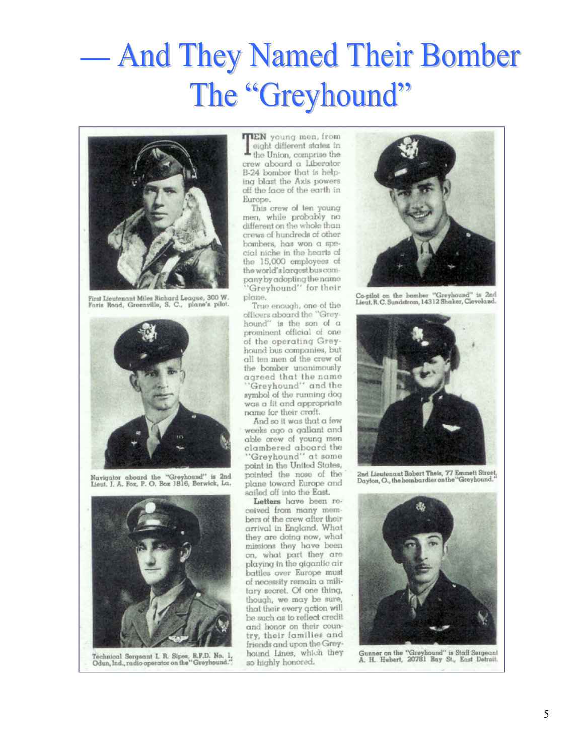# — And They Named Their Bomber The "Greyhound"

First Lieutenant Miles Richard League, 300 W. Faris Road, Greenville, S. C., plane's pilot.

Navigator aboard the "Greyhound" is 2nd Lieut. J. A. Fox, P. O. Box 1816, Berwick, La.

Technical Sergeant I. R. Sipes, R.F.D. No. 1, Odun, Ind., radio operator on the "Greyhound."

TEN young men, from eight different states in the Union, comprise the crew aboard a Liberator B-24 bomber that is helping blast the Axis powers off the face of the earth in Europe.

This crew of ten young men, while probably no different on the whole than crews of hundreds of other bombers, has won a special niche in the hearts of the 15,000 employees of the world's largest bus company by adopting the name "Greyhound" for their plane.

True enough, one of the officers aboard the "Greyhound" is the son of a prominent official of one of the operating Greyhound bus companies, but all ten men of the crew of the bomber unanimously agreed that the name "Greyhound" and the symbol of the running dog was a fit and appropriate name for their craft.

And so it was that a few weeks ago a gallant and able crew of young men clambered aboard the "Greyhound" at some point in the United States, pointed the nose of the plane toward Europe and sailed off into the East.

**Letters** have been received from many members of the crew after their arrival in England. What they are doing now, what missions they have been on, what part they are playing in the gigantic air battles over Europe must of necessity remain a military secret. Of one thing, though, we may be sure, that their every action will be such as to reflect credit and honor on their country, their families and friends and upon the Greyhound Lines, which they so highly honored.

Co-pilot on the bomber "Greyhound" is 2nd Lieut. R. C. Sundstrom, 14312 Shaker, Cleveland.

2nd Lieutenant Robert Theis, 77 Emmett Street, Dayton, O., the bombardier on the "Greyhound."

Gunner on the "Greyhound" is Staff Sergeant A. H. Hubert, 20781 Ray St., East Detroit.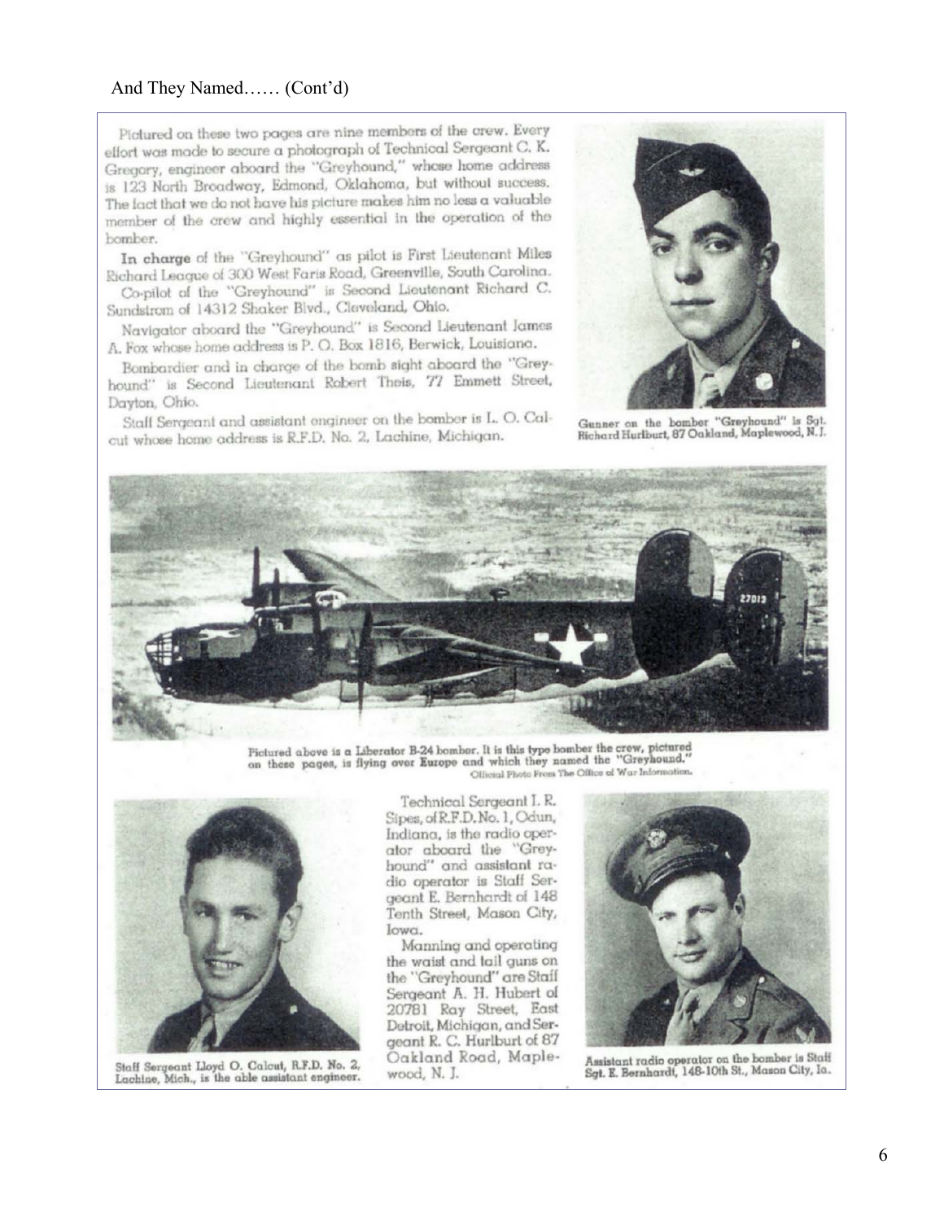And They Named…… (Cont'd)

Pictured on these two pages are nine members of the crew. Every effort was made to secure a photograph of Technical Sergeant C. K. Gregory, engineer aboard the "Greyhound," whose home address is 123 North Broadway, Edmond, Oklahoma, but without success. The fact that we do not have his picture makes him no less a valuable member of the crew and highly essential in the operation of the bomber.

**In charge** of the "Greyhound" as pilot is First Lieutenant Miles Richard League of 300 West Faris Road, Greenville, South Carolina.

Co-pilot of the "Greyhound" is Second Lieutenant Richard C. Sundstrom of 14312 Shaker Blvd., Cleveland, Ohio.

Navigator aboard the "Greyhound" is Second Lieutenant James A. Fox whose home address is P. O. Box 1816, Berwick, Louisiana.

Bombardier and in charge of the bomb sight aboard the "Greyhound" is Second Lieutenant Robert Theis, 77 Emmett Street, Dayton, Ohio.

Staff Sergeant and assistant engineer on the bomber is L. O. Calcut whose home address is R.F.D. No. 2, Lachine, Michigan.

Gunner on the bomber "Greyhound" is Sgt. Richard Hurlburt, 87 Oakland, Maplewood, N. J.

Pictured above is a Liberator B-24 bomber. It is this type bomber the crew, pictured on these pages, is flying over Europe and which they named the "Greyhound."
Official Photo From The Office of War Information.

Technical Sergeant I. R. Sipes, of R.F.D. No. 1, Odun, Indiana, is the radio operator aboard the "Greyhound" and assistant radio operator is Staff Sergeant E. Bernhardt of 148 Tenth Street, Mason City, Iowa.

Manning and operating the waist and tail guns on the "Greyhound" are Staff Sergeant A. H. Hubert of 20781 Ray Street, East Detroit, Michigan, and Sergeant R. C. Hurlburt of 87 Oakland Road, Maplewood, N. J.

Staff Sergeant Lloyd O. Calcut, R.F.D. No. 2, Lachine, Mich., is the able assistant engineer.

Assistant radio operator on the bomber is Staff Sgt. E. Bernhardt, 148-10th St., Mason City, Ia.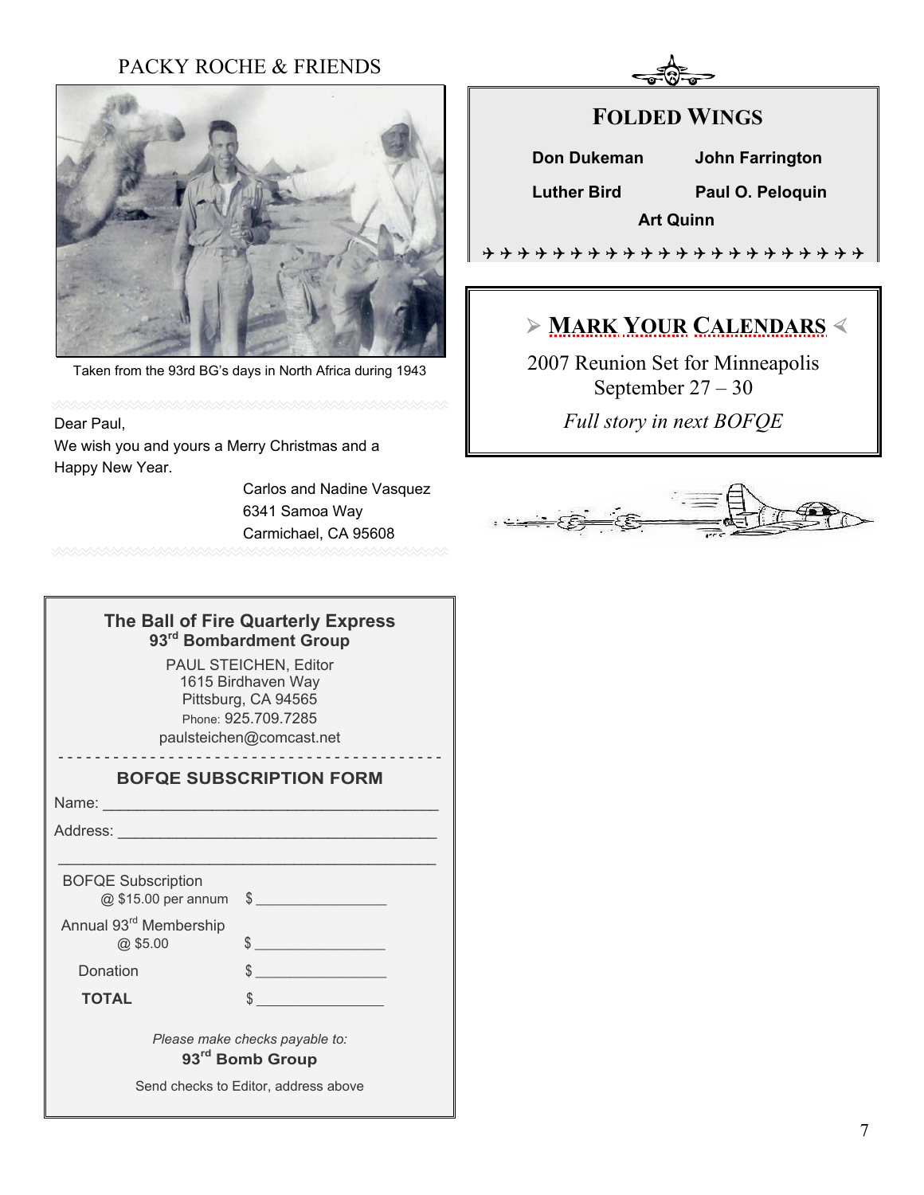## PACKY ROCHE & FRIENDS

Taken from the 93rd BG's days in North Africa during 1943

Dear Paul,
We wish you and yours a Merry Christmas and a Happy New Year.

Carlos and Nadine Vasquez
6341 Samoa Way
Carmichael, CA 95608

## FOLDED WINGS

**Don Dukeman** **John Farrington**

**Luther Bird** **Paul O. Peloquin**

**Art Quinn**

## MARK YOUR CALENDARS

2007 Reunion Set for Minneapolis
September 27 – 30

*Full story in next BOFQE*

**The Ball of Fire Quarterly Express**
**93rd Bombardment Group**

PAUL STEICHEN, Editor
1615 Birdhaven Way
Pittsburg, CA 94565
Phone: 925.709.7285
paulsteichen@comcast.net

### BOFQE SUBSCRIPTION FORM

Name: ______________________________________

Address: ____________________________________

____________________________________________

BOFQE Subscription @ $15.00 per annum $ ________________

Annual 93rd Membership @ $5.00 $ ________________

Donation $ ________________

**TOTAL** $ ________________

*Please make checks payable to:*
**93rd Bomb Group**

Send checks to Editor, address above